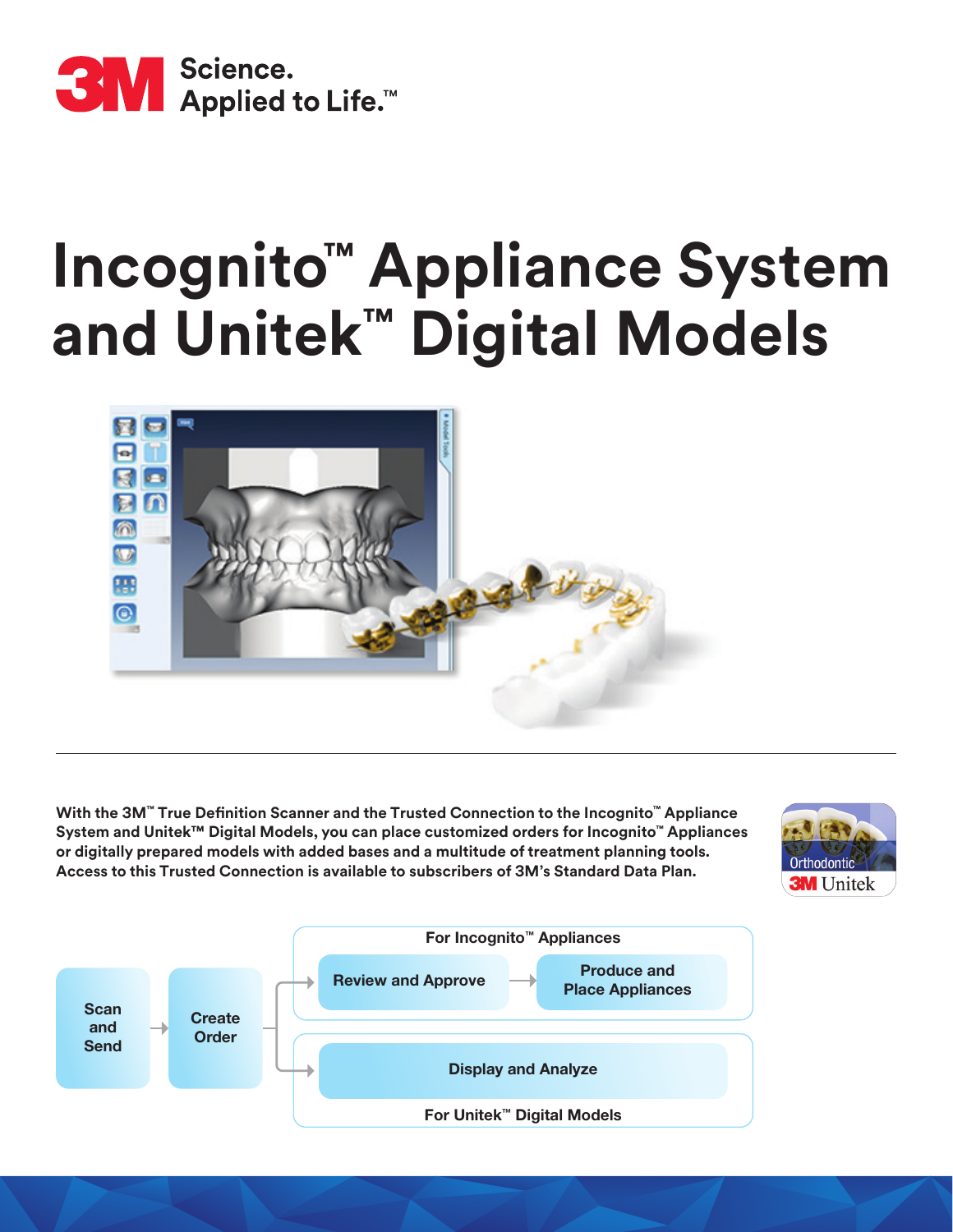Science.
Applied to Life.™

# Incognito™ Appliance System and Unitek™ Digital Models

**With the 3M™ True Definition Scanner and the Trusted Connection to the Incognito™ Appliance System and Unitek™ Digital Models, you can place customized orders for Incognito™ Appliances or digitally prepared models with added bases and a multitude of treatment planning tools. Access to this Trusted Connection is available to subscribers of 3M's Standard Data Plan.**

Orthodontic
3M Unitek

**Scan and Send** → **Create Order** →

- **For Incognito™ Appliances:** **Review and Approve** → **Produce and Place Appliances**
- **For Unitek™ Digital Models:** **Display and Analyze**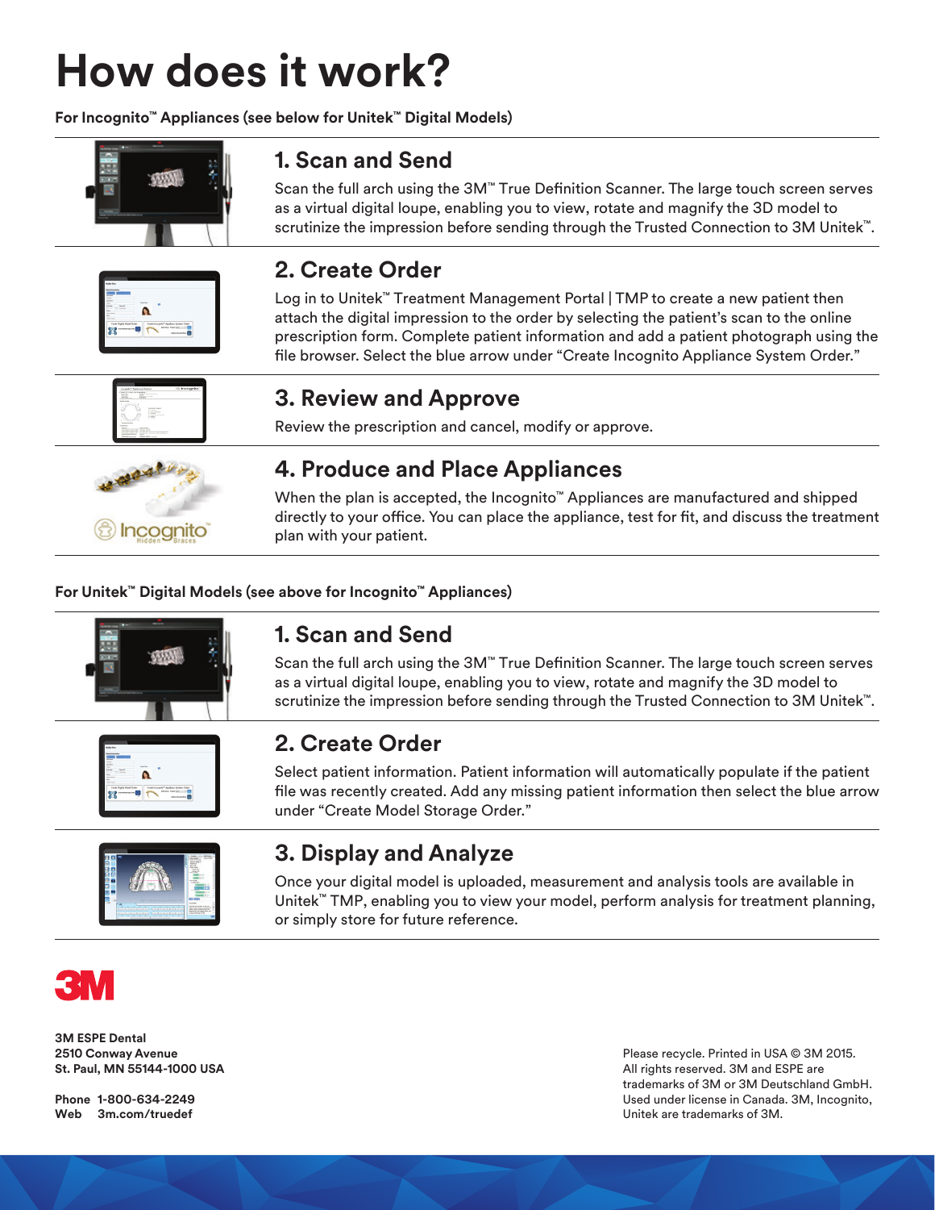# How does it work?

**For Incognito™ Appliances (see below for Unitek™ Digital Models)**

## 1. Scan and Send

Scan the full arch using the 3M™ True Definition Scanner. The large touch screen serves as a virtual digital loupe, enabling you to view, rotate and magnify the 3D model to scrutinize the impression before sending through the Trusted Connection to 3M Unitek™.

## 2. Create Order

Log in to Unitek™ Treatment Management Portal | TMP to create a new patient then attach the digital impression to the order by selecting the patient's scan to the online prescription form. Complete patient information and add a patient photograph using the file browser. Select the blue arrow under "Create Incognito Appliance System Order."

## 3. Review and Approve

Review the prescription and cancel, modify or approve.

## 4. Produce and Place Appliances

When the plan is accepted, the Incognito™ Appliances are manufactured and shipped directly to your office. You can place the appliance, test for fit, and discuss the treatment plan with your patient.

**For Unitek™ Digital Models (see above for Incognito™ Appliances)**

## 1. Scan and Send

Scan the full arch using the 3M™ True Definition Scanner. The large touch screen serves as a virtual digital loupe, enabling you to view, rotate and magnify the 3D model to scrutinize the impression before sending through the Trusted Connection to 3M Unitek™.

## 2. Create Order

Select patient information. Patient information will automatically populate if the patient file was recently created. Add any missing patient information then select the blue arrow under "Create Model Storage Order."

## 3. Display and Analyze

Once your digital model is uploaded, measurement and analysis tools are available in Unitek™ TMP, enabling you to view your model, perform analysis for treatment planning, or simply store for future reference.

**3M ESPE Dental**
**2510 Conway Avenue**
**St. Paul, MN 55144-1000 USA**

**Phone** 1-800-634-2249
**Web** 3m.com/truedef

Please recycle. Printed in USA © 3M 2015. All rights reserved. 3M and ESPE are trademarks of 3M or 3M Deutschland GmbH. Used under license in Canada. 3M, Incognito, Unitek are trademarks of 3M.